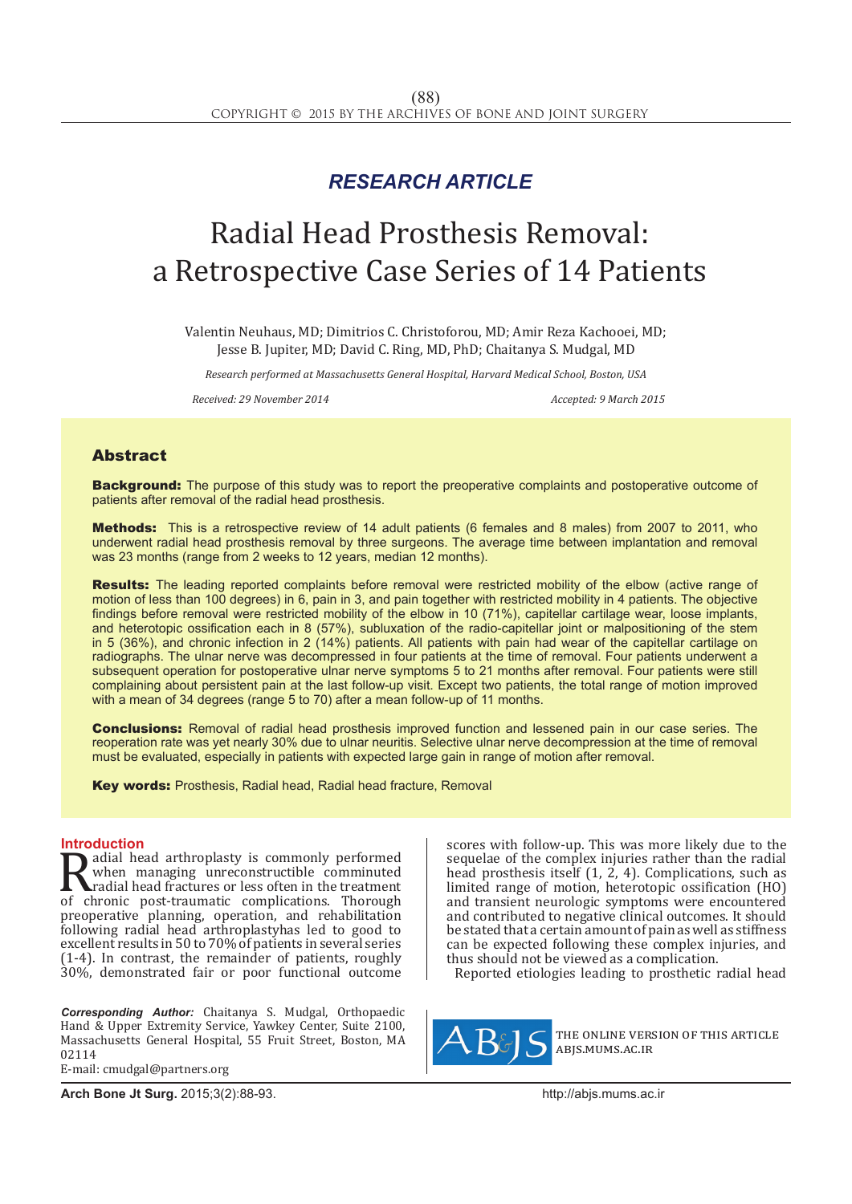*RESEARCH ARTICLE*

# Radial Head Prosthesis Removal: a Retrospective Case Series of 14 Patients

Valentin Neuhaus, MD; Dimitrios C. Christoforou, MD; Amir Reza Kachooei, MD; Jesse B. Jupiter, MD; David C. Ring, MD, PhD; Chaitanya S. Mudgal, MD

*Research performed at Massachusetts General Hospital, Harvard Medical School, Boston, USA*

*Received: 29 November 2014* *Accepted: 9 March 2015*

## Abstract

**Background:** The purpose of this study was to report the preoperative complaints and postoperative outcome of patients after removal of the radial head prosthesis.

**Methods:** This is a retrospective review of 14 adult patients (6 females and 8 males) from 2007 to 2011, who underwent radial head prosthesis removal by three surgeons. The average time between implantation and removal was 23 months (range from 2 weeks to 12 years, median 12 months).

**Results:** The leading reported complaints before removal were restricted mobility of the elbow (active range of motion of less than 100 degrees) in 6, pain in 3, and pain together with restricted mobility in 4 patients. The objective findings before removal were restricted mobility of the elbow in 10 (71%), capitellar cartilage wear, loose implants, and heterotopic ossification each in 8 (57%), subluxation of the radio-capitellar joint or malpositioning of the stem in 5 (36%), and chronic infection in 2 (14%) patients. All patients with pain had wear of the capitellar cartilage on radiographs. The ulnar nerve was decompressed in four patients at the time of removal. Four patients underwent a subsequent operation for postoperative ulnar nerve symptoms 5 to 21 months after removal. Four patients were still complaining about persistent pain at the last follow-up visit. Except two patients, the total range of motion improved with a mean of 34 degrees (range 5 to 70) after a mean follow-up of 11 months.

**Conclusions:** Removal of radial head prosthesis improved function and lessened pain in our case series. The reoperation rate was yet nearly 30% due to ulnar neuritis. Selective ulnar nerve decompression at the time of removal must be evaluated, especially in patients with expected large gain in range of motion after removal.

**Key words:** Prosthesis, Radial head, Radial head fracture, Removal

## Introduction

Radial head arthroplasty is commonly performed when managing unreconstructible comminuted radial head fractures or less often in the treatment of chronic post-traumatic complications. Thorough preoperative planning, operation, and rehabilitation following radial head arthroplastyhas led to good to excellent results in 50 to 70% of patients in several series (1-4). In contrast, the remainder of patients, roughly 30%, demonstrated fair or poor functional outcome scores with follow-up. This was more likely due to the sequelae of the complex injuries rather than the radial head prosthesis itself (1, 2, 4). Complications, such as limited range of motion, heterotopic ossification (HO) and transient neurologic symptoms were encountered and contributed to negative clinical outcomes. It should be stated that a certain amount of pain as well as stiffness can be expected following these complex injuries, and thus should not be viewed as a complication.

Reported etiologies leading to prosthetic radial head

*Corresponding Author:* Chaitanya S. Mudgal, Orthopaedic Hand & Upper Extremity Service, Yawkey Center, Suite 2100, Massachusetts General Hospital, 55 Fruit Street, Boston, MA 02114
E-mail: cmudgal@partners.org

THE ONLINE VERSION OF THIS ARTICLE ABJS.MUMS.AC.IR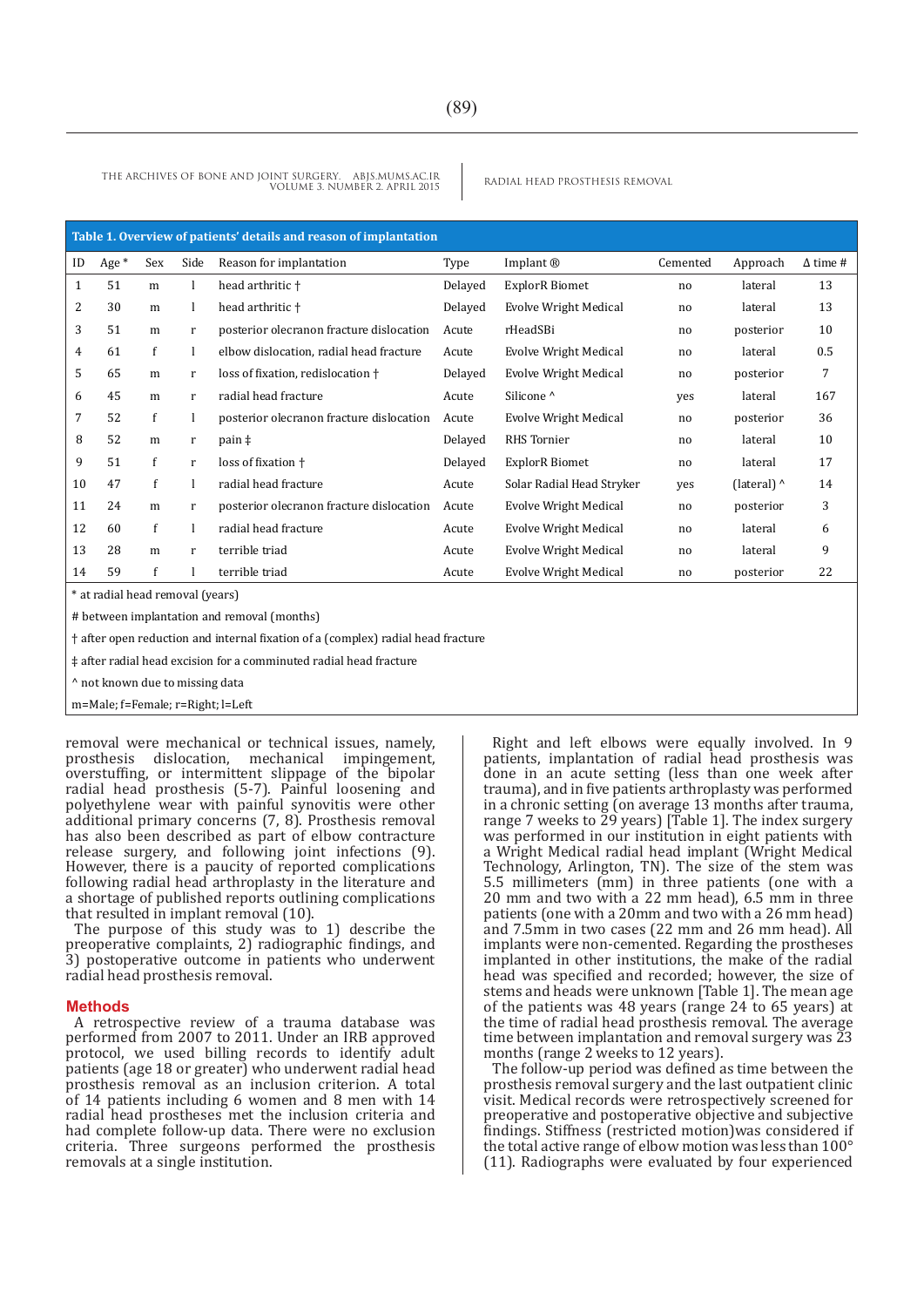**Table 1. Overview of patients' details and reason of implantation**

| ID | Age * | Sex | Side | Reason for implantation | Type | Implant ® | Cemented | Approach | Δ time # |
|---|---|---|---|---|---|---|---|---|---|
| 1 | 51 | m | l | head arthritic † | Delayed | ExplorR Biomet | no | lateral | 13 |
| 2 | 30 | m | l | head arthritic † | Delayed | Evolve Wright Medical | no | lateral | 13 |
| 3 | 51 | m | r | posterior olecranon fracture dislocation | Acute | rHeadSBi | no | posterior | 10 |
| 4 | 61 | f | l | elbow dislocation, radial head fracture | Acute | Evolve Wright Medical | no | lateral | 0.5 |
| 5 | 65 | m | r | loss of fixation, redislocation † | Delayed | Evolve Wright Medical | no | posterior | 7 |
| 6 | 45 | m | r | radial head fracture | Acute | Silicone ^ | yes | lateral | 167 |
| 7 | 52 | f | l | posterior olecranon fracture dislocation | Acute | Evolve Wright Medical | no | posterior | 36 |
| 8 | 52 | m | r | pain ‡ | Delayed | RHS Tornier | no | lateral | 10 |
| 9 | 51 | f | r | loss of fixation † | Delayed | ExplorR Biomet | no | lateral | 17 |
| 10 | 47 | f | l | radial head fracture | Acute | Solar Radial Head Stryker | yes | (lateral) ^ | 14 |
| 11 | 24 | m | r | posterior olecranon fracture dislocation | Acute | Evolve Wright Medical | no | posterior | 3 |
| 12 | 60 | f | l | radial head fracture | Acute | Evolve Wright Medical | no | lateral | 6 |
| 13 | 28 | m | r | terrible triad | Acute | Evolve Wright Medical | no | lateral | 9 |
| 14 | 59 | f | l | terrible triad | Acute | Evolve Wright Medical | no | posterior | 22 |

\* at radial head removal (years)

\# between implantation and removal (months)

† after open reduction and internal fixation of a (complex) radial head fracture

‡ after radial head excision for a comminuted radial head fracture

^ not known due to missing data

m=Male; f=Female; r=Right; l=Left

removal were mechanical or technical issues, namely, prosthesis dislocation, mechanical impingement, overstuffing, or intermittent slippage of the bipolar radial head prosthesis (5-7). Painful loosening and polyethylene wear with painful synovitis were other additional primary concerns (7, 8). Prosthesis removal has also been described as part of elbow contracture release surgery, and following joint infections (9). However, there is a paucity of reported complications following radial head arthroplasty in the literature and a shortage of published reports outlining complications that resulted in implant removal (10).

The purpose of this study was to 1) describe the preoperative complaints, 2) radiographic findings, and 3) postoperative outcome in patients who underwent radial head prosthesis removal.

## Methods

A retrospective review of a trauma database was performed from 2007 to 2011. Under an IRB approved protocol, we used billing records to identify adult patients (age 18 or greater) who underwent radial head prosthesis removal as an inclusion criterion. A total of 14 patients including 6 women and 8 men with 14 radial head prostheses met the inclusion criteria and had complete follow-up data. There were no exclusion criteria. Three surgeons performed the prosthesis removals at a single institution.

Right and left elbows were equally involved. In 9 patients, implantation of radial head prosthesis was done in an acute setting (less than one week after trauma), and in five patients arthroplasty was performed in a chronic setting (on average 13 months after trauma, range 7 weeks to 29 years) [Table 1]. The index surgery was performed in our institution in eight patients with a Wright Medical radial head implant (Wright Medical Technology, Arlington, TN). The size of the stem was 5.5 millimeters (mm) in three patients (one with a 20 mm and two with a 22 mm head), 6.5 mm in three patients (one with a 20mm and two with a 26 mm head) and 7.5mm in two cases (22 mm and 26 mm head). All implants were non-cemented. Regarding the prostheses implanted in other institutions, the make of the radial head was specified and recorded; however, the size of stems and heads were unknown [Table 1]. The mean age of the patients was 48 years (range 24 to 65 years) at the time of radial head prosthesis removal. The average time between implantation and removal surgery was 23 months (range 2 weeks to 12 years).

The follow-up period was defined as time between the prosthesis removal surgery and the last outpatient clinic visit. Medical records were retrospectively searched for preoperative and postoperative objective and subjective findings. Stiffness (restricted motion)was considered if the total active range of elbow motion was less than 100° (11). Radiographs were evaluated by four experienced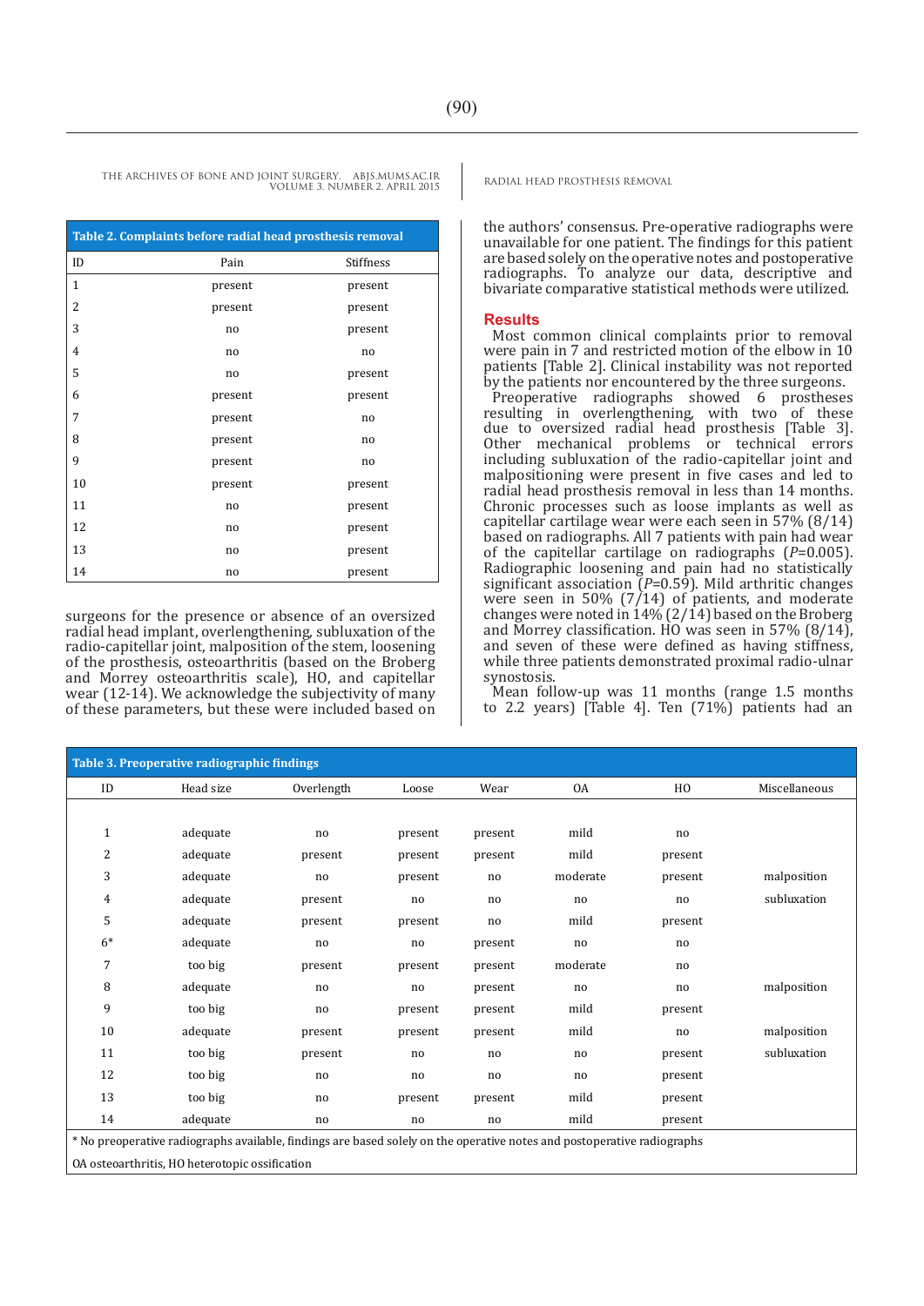**Table 2. Complaints before radial head prosthesis removal**

| ID | Pain | Stiffness |
|---|---|---|
| 1 | present | present |
| 2 | present | present |
| 3 | no | present |
| 4 | no | no |
| 5 | no | present |
| 6 | present | present |
| 7 | present | no |
| 8 | present | no |
| 9 | present | no |
| 10 | present | present |
| 11 | no | present |
| 12 | no | present |
| 13 | no | present |
| 14 | no | present |

surgeons for the presence or absence of an oversized radial head implant, overlengthening, subluxation of the radio-capitellar joint, malposition of the stem, loosening of the prosthesis, osteoarthritis (based on the Broberg and Morrey osteoarthritis scale), HO, and capitellar wear (12-14). We acknowledge the subjectivity of many of these parameters, but these were included based on the authors' consensus. Pre-operative radiographs were unavailable for one patient. The findings for this patient are based solely on the operative notes and postoperative radiographs. To analyze our data, descriptive and bivariate comparative statistical methods were utilized.

## Results

Most common clinical complaints prior to removal were pain in 7 and restricted motion of the elbow in 10 patients [Table 2]. Clinical instability was not reported by the patients nor encountered by the three surgeons.

Preoperative radiographs showed 6 prostheses resulting in overlengthening, with two of these due to oversized radial head prosthesis [Table 3]. Other mechanical problems or technical errors including subluxation of the radio-capitellar joint and malpositioning were present in five cases and led to radial head prosthesis removal in less than 14 months. Chronic processes such as loose implants as well as capitellar cartilage wear were each seen in 57% (8/14) based on radiographs. All 7 patients with pain had wear of the capitellar cartilage on radiographs ($P$=0.005). Radiographic loosening and pain had no statistically significant association ($P$=0.59). Mild arthritic changes were seen in 50% (7/14) of patients, and moderate changes were noted in 14% (2/14) based on the Broberg and Morrey classification. HO was seen in 57% (8/14), and seven of these were defined as having stiffness, while three patients demonstrated proximal radio-ulnar synostosis.

Mean follow-up was 11 months (range 1.5 months to 2.2 years) [Table 4]. Ten (71%) patients had an

**Table 3. Preoperative radiographic findings**

| ID | Head size | Overlength | Loose | Wear | OA | HO | Miscellaneous |
|---|---|---|---|---|---|---|---|
| 1 | adequate | no | present | present | mild | no | |
| 2 | adequate | present | present | present | mild | present | |
| 3 | adequate | no | present | no | moderate | present | malposition |
| 4 | adequate | present | no | no | no | no | subluxation |
| 5 | adequate | present | present | no | mild | present | |
| 6* | adequate | no | no | present | no | no | |
| 7 | too big | present | present | present | moderate | no | |
| 8 | adequate | no | no | present | no | no | malposition |
| 9 | too big | no | present | present | mild | present | |
| 10 | adequate | present | present | present | mild | no | malposition |
| 11 | too big | present | no | no | no | present | subluxation |
| 12 | too big | no | no | no | no | present | |
| 13 | too big | no | present | present | mild | present | |
| 14 | adequate | no | no | no | mild | present | |

\* No preoperative radiographs available, findings are based solely on the operative notes and postoperative radiographs

OA osteoarthritis, HO heterotopic ossification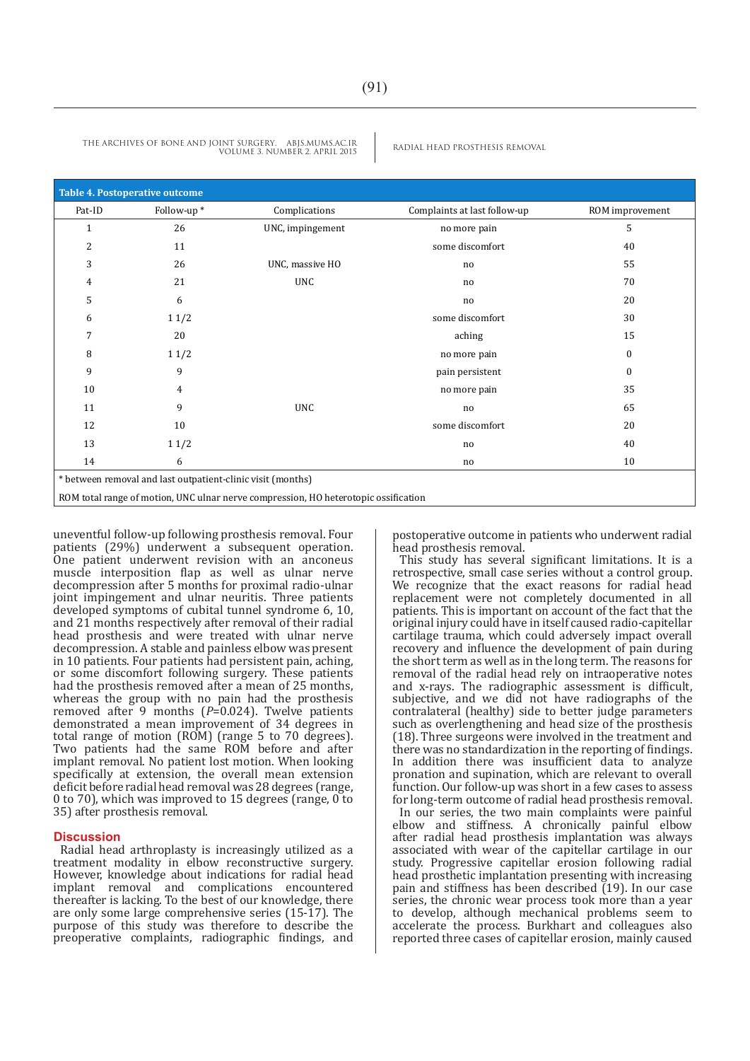**Table 4. Postoperative outcome**

| Pat-ID | Follow-up * | Complications | Complaints at last follow-up | ROM improvement |
|---|---|---|---|---|
| 1 | 26 | UNC, impingement | no more pain | 5 |
| 2 | 11 | | some discomfort | 40 |
| 3 | 26 | UNC, massive HO | no | 55 |
| 4 | 21 | UNC | no | 70 |
| 5 | 6 | | no | 20 |
| 6 | 1 1/2 | | some discomfort | 30 |
| 7 | 20 | | aching | 15 |
| 8 | 1 1/2 | | no more pain | 0 |
| 9 | 9 | | pain persistent | 0 |
| 10 | 4 | | no more pain | 35 |
| 11 | 9 | UNC | no | 65 |
| 12 | 10 | | some discomfort | 20 |
| 13 | 1 1/2 | | no | 40 |
| 14 | 6 | | no | 10 |

* between removal and last outpatient-clinic visit (months)

ROM total range of motion, UNC ulnar nerve compression, HO heterotopic ossification

uneventful follow-up following prosthesis removal. Four patients (29%) underwent a subsequent operation. One patient underwent revision with an anconeus muscle interposition flap as well as ulnar nerve decompression after 5 months for proximal radio-ulnar joint impingement and ulnar neuritis. Three patients developed symptoms of cubital tunnel syndrome 6, 10, and 21 months respectively after removal of their radial head prosthesis and were treated with ulnar nerve decompression. A stable and painless elbow was present in 10 patients. Four patients had persistent pain, aching, or some discomfort following surgery. These patients had the prosthesis removed after a mean of 25 months, whereas the group with no pain had the prosthesis removed after 9 months ($P$=0.024). Twelve patients demonstrated a mean improvement of 34 degrees in total range of motion (ROM) (range 5 to 70 degrees). Two patients had the same ROM before and after implant removal. No patient lost motion. When looking specifically at extension, the overall mean extension deficit before radial head removal was 28 degrees (range, 0 to 70), which was improved to 15 degrees (range, 0 to 35) after prosthesis removal.

## Discussion

Radial head arthroplasty is increasingly utilized as a treatment modality in elbow reconstructive surgery. However, knowledge about indications for radial head implant removal and complications encountered thereafter is lacking. To the best of our knowledge, there are only some large comprehensive series (15-17). The purpose of this study was therefore to describe the preoperative complaints, radiographic findings, and postoperative outcome in patients who underwent radial head prosthesis removal.

This study has several significant limitations. It is a retrospective, small case series without a control group. We recognize that the exact reasons for radial head replacement were not completely documented in all patients. This is important on account of the fact that the original injury could have in itself caused radio-capitellar cartilage trauma, which could adversely impact overall recovery and influence the development of pain during the short term as well as in the long term. The reasons for removal of the radial head rely on intraoperative notes and x-rays. The radiographic assessment is difficult, subjective, and we did not have radiographs of the contralateral (healthy) side to better judge parameters such as overlengthening and head size of the prosthesis (18). Three surgeons were involved in the treatment and there was no standardization in the reporting of findings. In addition there was insufficient data to analyze pronation and supination, which are relevant to overall function. Our follow-up was short in a few cases to assess for long-term outcome of radial head prosthesis removal.

In our series, the two main complaints were painful elbow and stiffness. A chronically painful elbow after radial head prosthesis implantation was always associated with wear of the capitellar cartilage in our study. Progressive capitellar erosion following radial head prosthetic implantation presenting with increasing pain and stiffness has been described (19). In our case series, the chronic wear process took more than a year to develop, although mechanical problems seem to accelerate the process. Burkhart and colleagues also reported three cases of capitellar erosion, mainly caused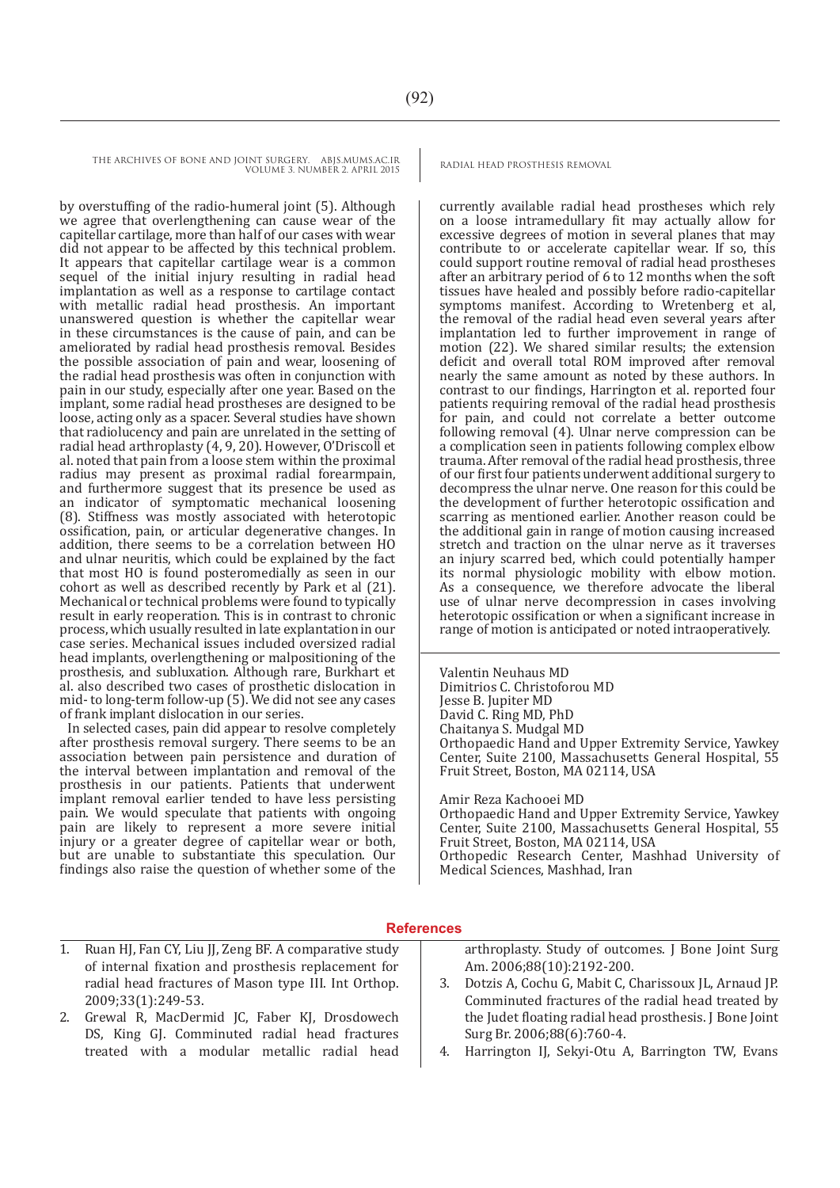by overstuffing of the radio-humeral joint (5). Although we agree that overlengthening can cause wear of the capitellar cartilage, more than half of our cases with wear did not appear to be affected by this technical problem. It appears that capitellar cartilage wear is a common sequel of the initial injury resulting in radial head implantation as well as a response to cartilage contact with metallic radial head prosthesis. An important unanswered question is whether the capitellar wear in these circumstances is the cause of pain, and can be ameliorated by radial head prosthesis removal. Besides the possible association of pain and wear, loosening of the radial head prosthesis was often in conjunction with pain in our study, especially after one year. Based on the implant, some radial head prostheses are designed to be loose, acting only as a spacer. Several studies have shown that radiolucency and pain are unrelated in the setting of radial head arthroplasty (4, 9, 20). However, O'Driscoll et al. noted that pain from a loose stem within the proximal radius may present as proximal radial forearmpain, and furthermore suggest that its presence be used as an indicator of symptomatic mechanical loosening (8). Stiffness was mostly associated with heterotopic ossification, pain, or articular degenerative changes. In addition, there seems to be a correlation between HO and ulnar neuritis, which could be explained by the fact that most HO is found posteromedially as seen in our cohort as well as described recently by Park et al (21). Mechanical or technical problems were found to typically result in early reoperation. This is in contrast to chronic process, which usually resulted in late explantation in our case series. Mechanical issues included oversized radial head implants, overlengthening or malpositioning of the prosthesis, and subluxation. Although rare, Burkhart et al. also described two cases of prosthetic dislocation in mid- to long-term follow-up (5). We did not see any cases of frank implant dislocation in our series.

In selected cases, pain did appear to resolve completely after prosthesis removal surgery. There seems to be an association between pain persistence and duration of the interval between implantation and removal of the prosthesis in our patients. Patients that underwent implant removal earlier tended to have less persisting pain. We would speculate that patients with ongoing pain are likely to represent a more severe initial injury or a greater degree of capitellar wear or both, but are unable to substantiate this speculation. Our findings also raise the question of whether some of the currently available radial head prostheses which rely on a loose intramedullary fit may actually allow for excessive degrees of motion in several planes that may contribute to or accelerate capitellar wear. If so, this could support routine removal of radial head prostheses after an arbitrary period of 6 to 12 months when the soft tissues have healed and possibly before radio-capitellar symptoms manifest. According to Wretenberg et al, the removal of the radial head even several years after implantation led to further improvement in range of motion (22). We shared similar results; the extension deficit and overall total ROM improved after removal nearly the same amount as noted by these authors. In contrast to our findings, Harrington et al. reported four patients requiring removal of the radial head prosthesis for pain, and could not correlate a better outcome following removal (4). Ulnar nerve compression can be a complication seen in patients following complex elbow trauma. After removal of the radial head prosthesis, three of our first four patients underwent additional surgery to decompress the ulnar nerve. One reason for this could be the development of further heterotopic ossification and scarring as mentioned earlier. Another reason could be the additional gain in range of motion causing increased stretch and traction on the ulnar nerve as it traverses an injury scarred bed, which could potentially hamper its normal physiologic mobility with elbow motion. As a consequence, we therefore advocate the liberal use of ulnar nerve decompression in cases involving heterotopic ossification or when a significant increase in range of motion is anticipated or noted intraoperatively.

Valentin Neuhaus MD
Dimitrios C. Christoforou MD
Jesse B. Jupiter MD
David C. Ring MD, PhD
Chaitanya S. Mudgal MD
Orthopaedic Hand and Upper Extremity Service, Yawkey Center, Suite 2100, Massachusetts General Hospital, 55 Fruit Street, Boston, MA 02114, USA

Amir Reza Kachooei MD
Orthopaedic Hand and Upper Extremity Service, Yawkey Center, Suite 2100, Massachusetts General Hospital, 55 Fruit Street, Boston, MA 02114, USA
Orthopedic Research Center, Mashhad University of Medical Sciences, Mashhad, Iran

## References

1. Ruan HJ, Fan CY, Liu JJ, Zeng BF. A comparative study of internal fixation and prosthesis replacement for radial head fractures of Mason type III. Int Orthop. 2009;33(1):249-53.
2. Grewal R, MacDermid JC, Faber KJ, Drosdowech DS, King GJ. Comminuted radial head fractures treated with a modular metallic radial head arthroplasty. Study of outcomes. J Bone Joint Surg Am. 2006;88(10):2192-200.
3. Dotzis A, Cochu G, Mabit C, Charissoux JL, Arnaud JP. Comminuted fractures of the radial head treated by the Judet floating radial head prosthesis. J Bone Joint Surg Br. 2006;88(6):760-4.
4. Harrington IJ, Sekyi-Otu A, Barrington TW, Evans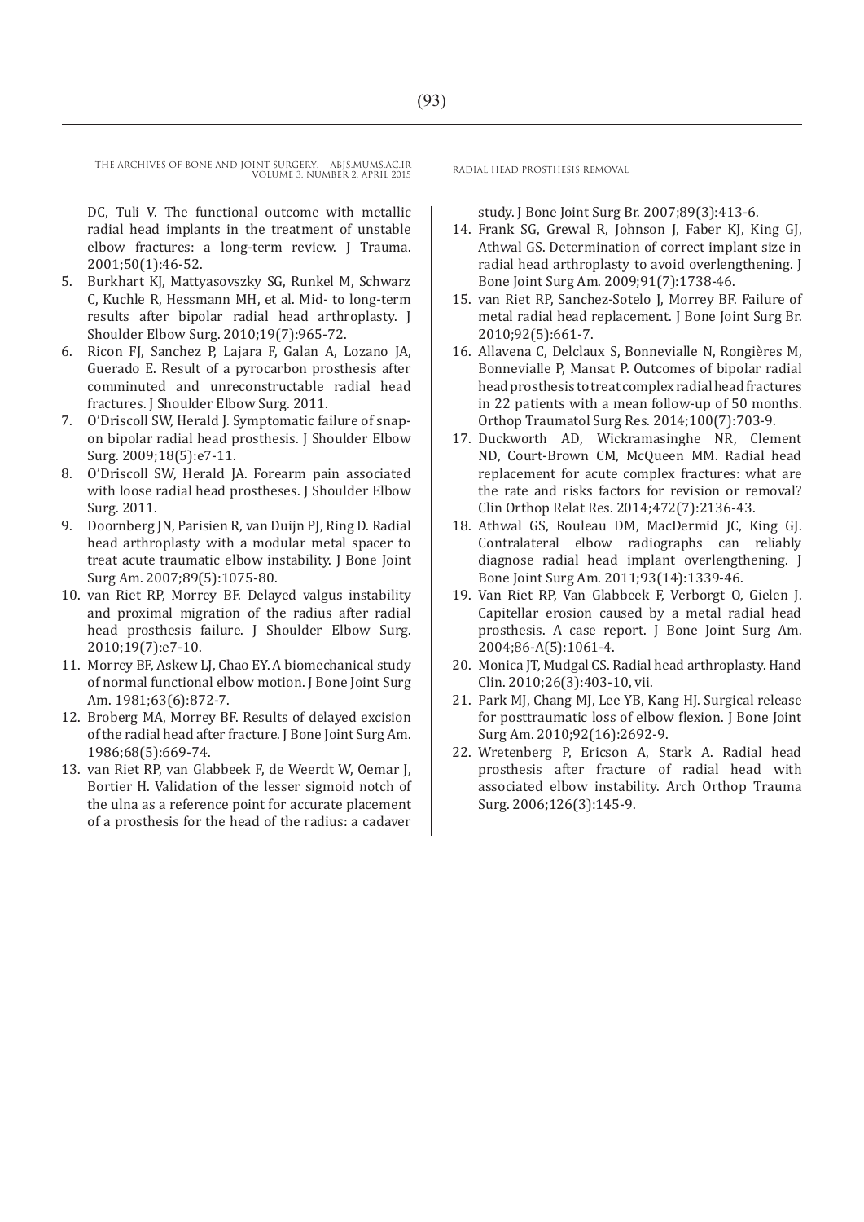DC, Tuli V. The functional outcome with metallic radial head implants in the treatment of unstable elbow fractures: a long-term review. J Trauma. 2001;50(1):46-52.

5. Burkhart KJ, Mattyasovszky SG, Runkel M, Schwarz C, Kuchle R, Hessmann MH, et al. Mid- to long-term results after bipolar radial head arthroplasty. J Shoulder Elbow Surg. 2010;19(7):965-72.
6. Ricon FJ, Sanchez P, Lajara F, Galan A, Lozano JA, Guerado E. Result of a pyrocarbon prosthesis after comminuted and unreconstructable radial head fractures. J Shoulder Elbow Surg. 2011.
7. O'Driscoll SW, Herald J. Symptomatic failure of snap-on bipolar radial head prosthesis. J Shoulder Elbow Surg. 2009;18(5):e7-11.
8. O'Driscoll SW, Herald JA. Forearm pain associated with loose radial head prostheses. J Shoulder Elbow Surg. 2011.
9. Doornberg JN, Parisien R, van Duijn PJ, Ring D. Radial head arthroplasty with a modular metal spacer to treat acute traumatic elbow instability. J Bone Joint Surg Am. 2007;89(5):1075-80.
10. van Riet RP, Morrey BF. Delayed valgus instability and proximal migration of the radius after radial head prosthesis failure. J Shoulder Elbow Surg. 2010;19(7):e7-10.
11. Morrey BF, Askew LJ, Chao EY. A biomechanical study of normal functional elbow motion. J Bone Joint Surg Am. 1981;63(6):872-7.
12. Broberg MA, Morrey BF. Results of delayed excision of the radial head after fracture. J Bone Joint Surg Am. 1986;68(5):669-74.
13. van Riet RP, van Glabbeek F, de Weerdt W, Oemar J, Bortier H. Validation of the lesser sigmoid notch of the ulna as a reference point for accurate placement of a prosthesis for the head of the radius: a cadaver study. J Bone Joint Surg Br. 2007;89(3):413-6.
14. Frank SG, Grewal R, Johnson J, Faber KJ, King GJ, Athwal GS. Determination of correct implant size in radial head arthroplasty to avoid overlengthening. J Bone Joint Surg Am. 2009;91(7):1738-46.
15. van Riet RP, Sanchez-Sotelo J, Morrey BF. Failure of metal radial head replacement. J Bone Joint Surg Br. 2010;92(5):661-7.
16. Allavena C, Delclaux S, Bonnevialle N, Rongières M, Bonnevialle P, Mansat P. Outcomes of bipolar radial head prosthesis to treat complex radial head fractures in 22 patients with a mean follow-up of 50 months. Orthop Traumatol Surg Res. 2014;100(7):703-9.
17. Duckworth AD, Wickramasinghe NR, Clement ND, Court-Brown CM, McQueen MM. Radial head replacement for acute complex fractures: what are the rate and risks factors for revision or removal? Clin Orthop Relat Res. 2014;472(7):2136-43.
18. Athwal GS, Rouleau DM, MacDermid JC, King GJ. Contralateral elbow radiographs can reliably diagnose radial head implant overlengthening. J Bone Joint Surg Am. 2011;93(14):1339-46.
19. Van Riet RP, Van Glabbeek F, Verborgt O, Gielen J. Capitellar erosion caused by a metal radial head prosthesis. A case report. J Bone Joint Surg Am. 2004;86-A(5):1061-4.
20. Monica JT, Mudgal CS. Radial head arthroplasty. Hand Clin. 2010;26(3):403-10, vii.
21. Park MJ, Chang MJ, Lee YB, Kang HJ. Surgical release for posttraumatic loss of elbow flexion. J Bone Joint Surg Am. 2010;92(16):2692-9.
22. Wretenberg P, Ericson A, Stark A. Radial head prosthesis after fracture of radial head with associated elbow instability. Arch Orthop Trauma Surg. 2006;126(3):145-9.